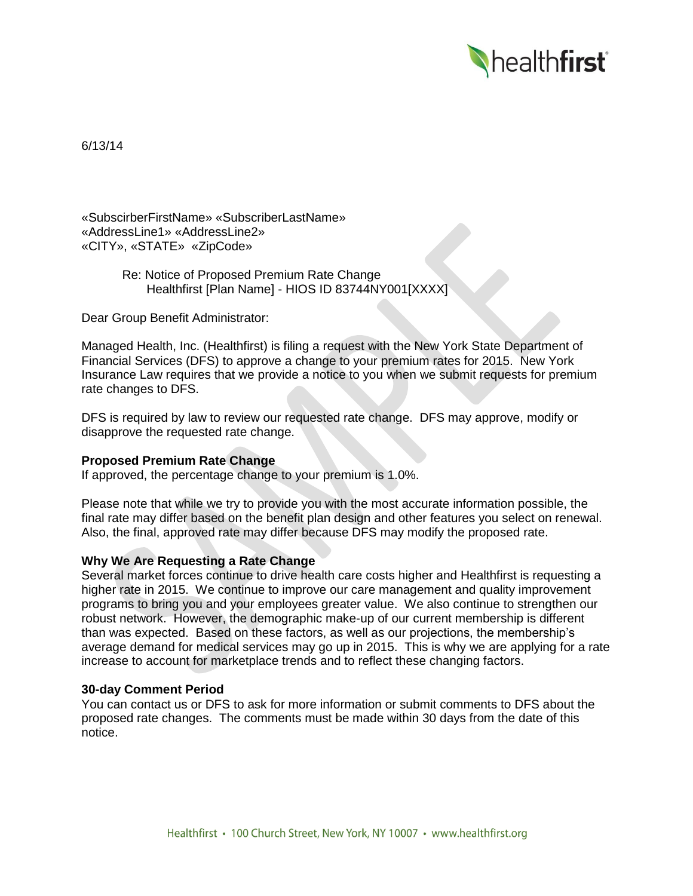6/13/14

«SubscirberFirstName» «SubscriberLastName»
«AddressLine1» «AddressLine2»
«CITY», «STATE» «ZipCode»

Re: Notice of Proposed Premium Rate Change
Healthfirst [Plan Name] - HIOS ID 83744NY001[XXXX]

Dear Group Benefit Administrator:

Managed Health, Inc. (Healthfirst) is filing a request with the New York State Department of Financial Services (DFS) to approve a change to your premium rates for 2015. New York Insurance Law requires that we provide a notice to you when we submit requests for premium rate changes to DFS.

DFS is required by law to review our requested rate change. DFS may approve, modify or disapprove the requested rate change.

**Proposed Premium Rate Change**
If approved, the percentage change to your premium is 1.0%.

Please note that while we try to provide you with the most accurate information possible, the final rate may differ based on the benefit plan design and other features you select on renewal. Also, the final, approved rate may differ because DFS may modify the proposed rate.

**Why We Are Requesting a Rate Change**
Several market forces continue to drive health care costs higher and Healthfirst is requesting a higher rate in 2015. We continue to improve our care management and quality improvement programs to bring you and your employees greater value. We also continue to strengthen our robust network. However, the demographic make-up of our current membership is different than was expected. Based on these factors, as well as our projections, the membership's average demand for medical services may go up in 2015. This is why we are applying for a rate increase to account for marketplace trends and to reflect these changing factors.

**30-day Comment Period**
You can contact us or DFS to ask for more information or submit comments to DFS about the proposed rate changes. The comments must be made within 30 days from the date of this notice.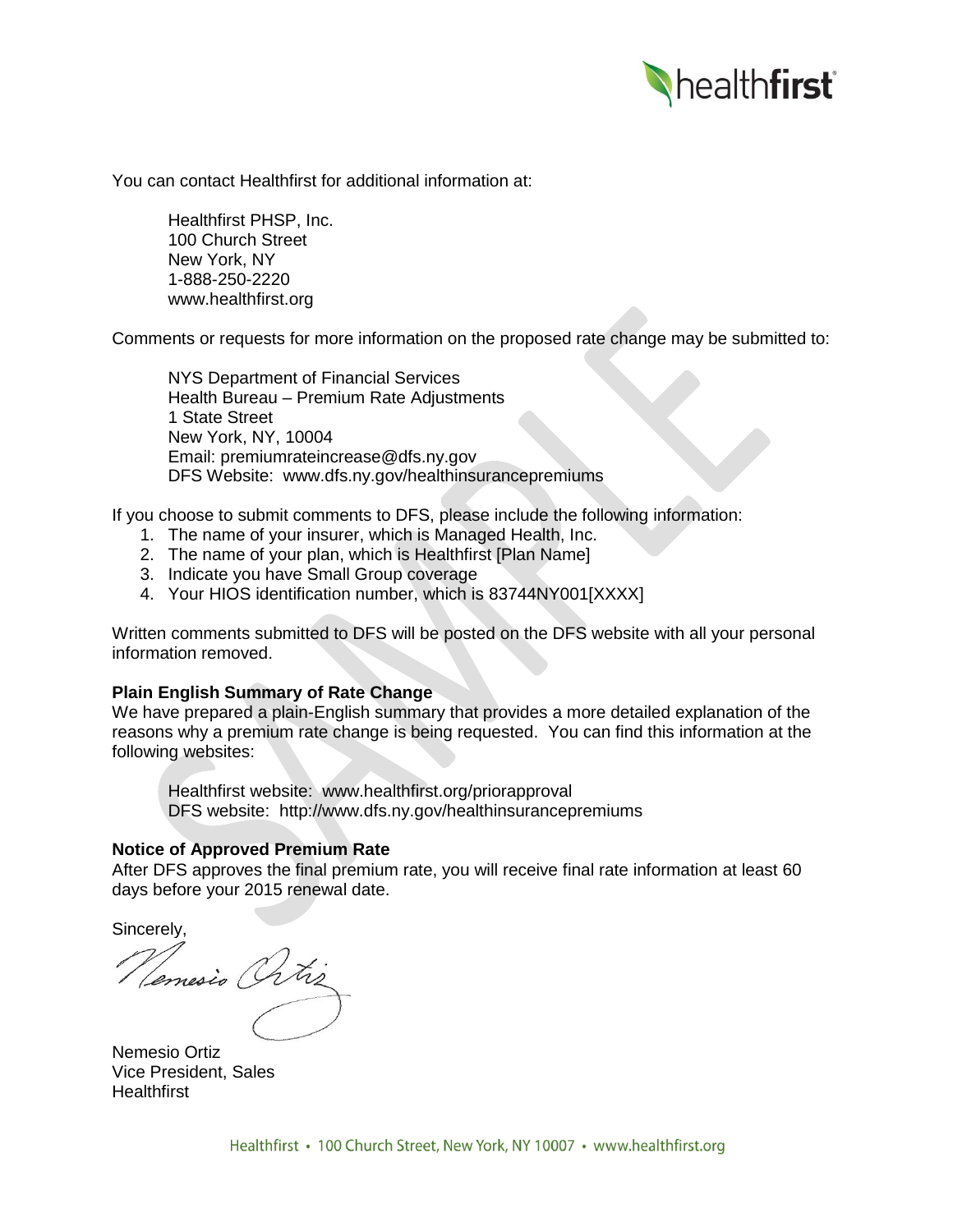You can contact Healthfirst for additional information at:

Healthfirst PHSP, Inc.
100 Church Street
New York, NY
1-888-250-2220
www.healthfirst.org

Comments or requests for more information on the proposed rate change may be submitted to:

NYS Department of Financial Services
Health Bureau – Premium Rate Adjustments
1 State Street
New York, NY, 10004
Email: premiumrateincrease@dfs.ny.gov
DFS Website: www.dfs.ny.gov/healthinsurancepremiums

If you choose to submit comments to DFS, please include the following information:

1. The name of your insurer, which is Managed Health, Inc.
2. The name of your plan, which is Healthfirst [Plan Name]
3. Indicate you have Small Group coverage
4. Your HIOS identification number, which is 83744NY001[XXXX]

Written comments submitted to DFS will be posted on the DFS website with all your personal information removed.

**Plain English Summary of Rate Change**
We have prepared a plain-English summary that provides a more detailed explanation of the reasons why a premium rate change is being requested. You can find this information at the following websites:

Healthfirst website: www.healthfirst.org/priorapproval
DFS website: http://www.dfs.ny.gov/healthinsurancepremiums

**Notice of Approved Premium Rate**
After DFS approves the final premium rate, you will receive final rate information at least 60 days before your 2015 renewal date.

Sincerely,

Nemesio Ortiz
Vice President, Sales
Healthfirst

Healthfirst • 100 Church Street, New York, NY 10007 • www.healthfirst.org